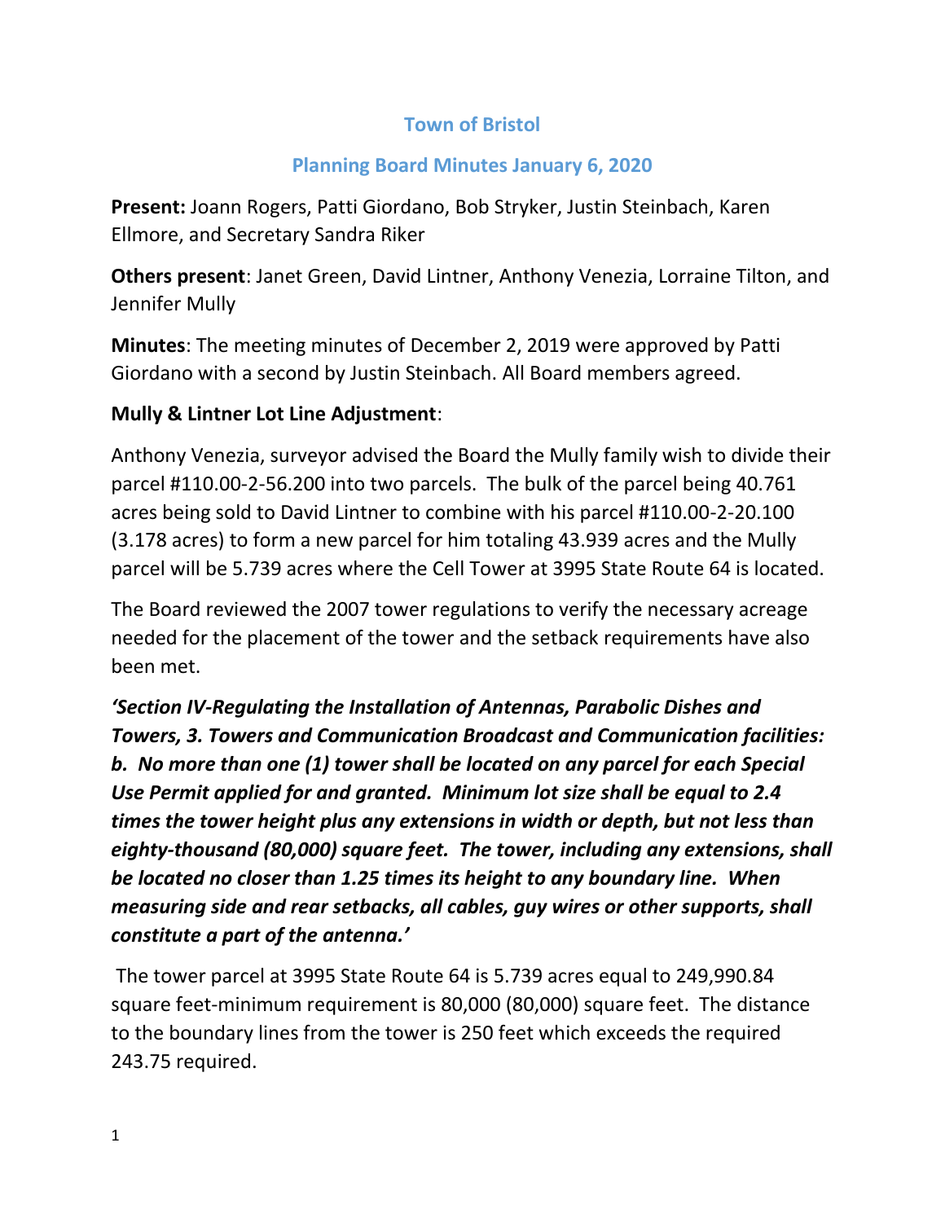# Town of Bristol

## Planning Board Minutes January 6, 2020

**Present:** Joann Rogers, Patti Giordano, Bob Stryker, Justin Steinbach, Karen Ellmore, and Secretary Sandra Riker

**Others present**: Janet Green, David Lintner, Anthony Venezia, Lorraine Tilton, and Jennifer Mully

**Minutes**: The meeting minutes of December 2, 2019 were approved by Patti Giordano with a second by Justin Steinbach. All Board members agreed.

**Mully & Lintner Lot Line Adjustment**:

Anthony Venezia, surveyor advised the Board the Mully family wish to divide their parcel #110.00-2-56.200 into two parcels. The bulk of the parcel being 40.761 acres being sold to David Lintner to combine with his parcel #110.00-2-20.100 (3.178 acres) to form a new parcel for him totaling 43.939 acres and the Mully parcel will be 5.739 acres where the Cell Tower at 3995 State Route 64 is located.

The Board reviewed the 2007 tower regulations to verify the necessary acreage needed for the placement of the tower and the setback requirements have also been met.

***'Section IV-Regulating the Installation of Antennas, Parabolic Dishes and Towers, 3. Towers and Communication Broadcast and Communication facilities: b. No more than one (1) tower shall be located on any parcel for each Special Use Permit applied for and granted. Minimum lot size shall be equal to 2.4 times the tower height plus any extensions in width or depth, but not less than eighty-thousand (80,000) square feet. The tower, including any extensions, shall be located no closer than 1.25 times its height to any boundary line. When measuring side and rear setbacks, all cables, guy wires or other supports, shall constitute a part of the antenna.'***

The tower parcel at 3995 State Route 64 is 5.739 acres equal to 249,990.84 square feet-minimum requirement is 80,000 (80,000) square feet. The distance to the boundary lines from the tower is 250 feet which exceeds the required 243.75 required.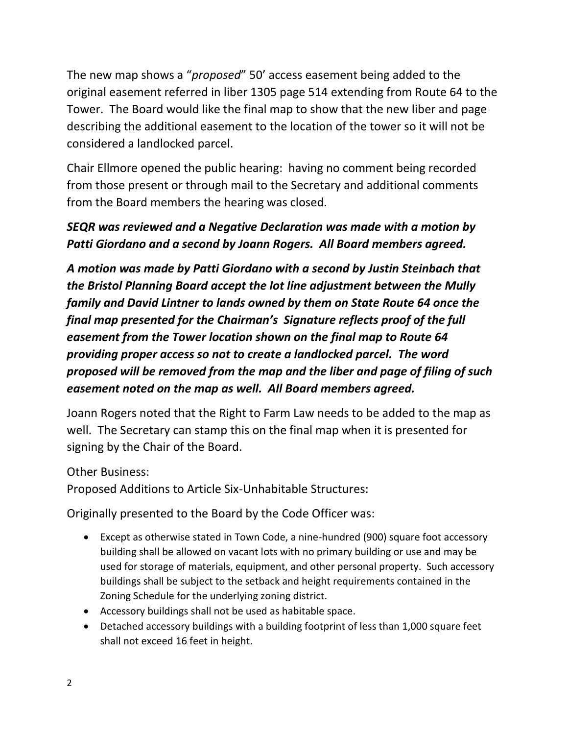The new map shows a "*proposed*" 50' access easement being added to the original easement referred in liber 1305 page 514 extending from Route 64 to the Tower. The Board would like the final map to show that the new liber and page describing the additional easement to the location of the tower so it will not be considered a landlocked parcel.

Chair Ellmore opened the public hearing: having no comment being recorded from those present or through mail to the Secretary and additional comments from the Board members the hearing was closed.

***SEQR was reviewed and a Negative Declaration was made with a motion by Patti Giordano and a second by Joann Rogers. All Board members agreed.***

***A motion was made by Patti Giordano with a second by Justin Steinbach that the Bristol Planning Board accept the lot line adjustment between the Mully family and David Lintner to lands owned by them on State Route 64 once the final map presented for the Chairman's Signature reflects proof of the full easement from the Tower location shown on the final map to Route 64 providing proper access so not to create a landlocked parcel. The word proposed will be removed from the map and the liber and page of filing of such easement noted on the map as well. All Board members agreed.***

Joann Rogers noted that the Right to Farm Law needs to be added to the map as well. The Secretary can stamp this on the final map when it is presented for signing by the Chair of the Board.

Other Business:
Proposed Additions to Article Six-Unhabitable Structures:

Originally presented to the Board by the Code Officer was:

- Except as otherwise stated in Town Code, a nine-hundred (900) square foot accessory building shall be allowed on vacant lots with no primary building or use and may be used for storage of materials, equipment, and other personal property. Such accessory buildings shall be subject to the setback and height requirements contained in the Zoning Schedule for the underlying zoning district.
- Accessory buildings shall not be used as habitable space.
- Detached accessory buildings with a building footprint of less than 1,000 square feet shall not exceed 16 feet in height.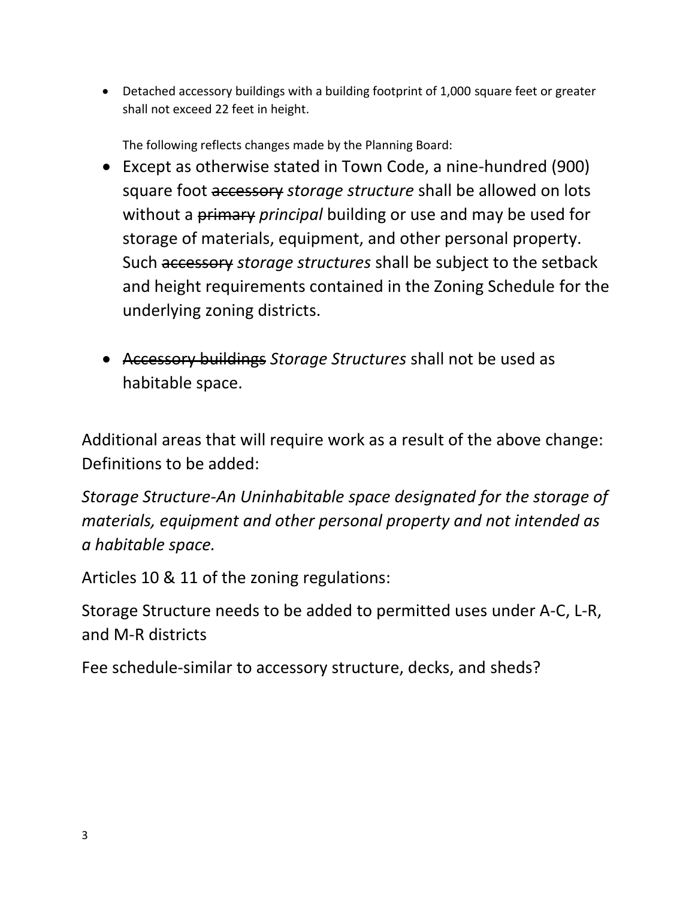- Detached accessory buildings with a building footprint of 1,000 square feet or greater shall not exceed 22 feet in height.

  The following reflects changes made by the Planning Board:

- Except as otherwise stated in Town Code, a nine-hundred (900) square foot ~~accessory~~ *storage structure* shall be allowed on lots without a ~~primary~~ *principal* building or use and may be used for storage of materials, equipment, and other personal property. Such ~~accessory~~ *storage structures* shall be subject to the setback and height requirements contained in the Zoning Schedule for the underlying zoning districts.

- ~~Accessory buildings~~ *Storage Structures* shall not be used as habitable space.

Additional areas that will require work as a result of the above change:
Definitions to be added:

*Storage Structure-An Uninhabitable space designated for the storage of materials, equipment and other personal property and not intended as a habitable space.*

Articles 10 & 11 of the zoning regulations:

Storage Structure needs to be added to permitted uses under A-C, L-R, and M-R districts

Fee schedule-similar to accessory structure, decks, and sheds?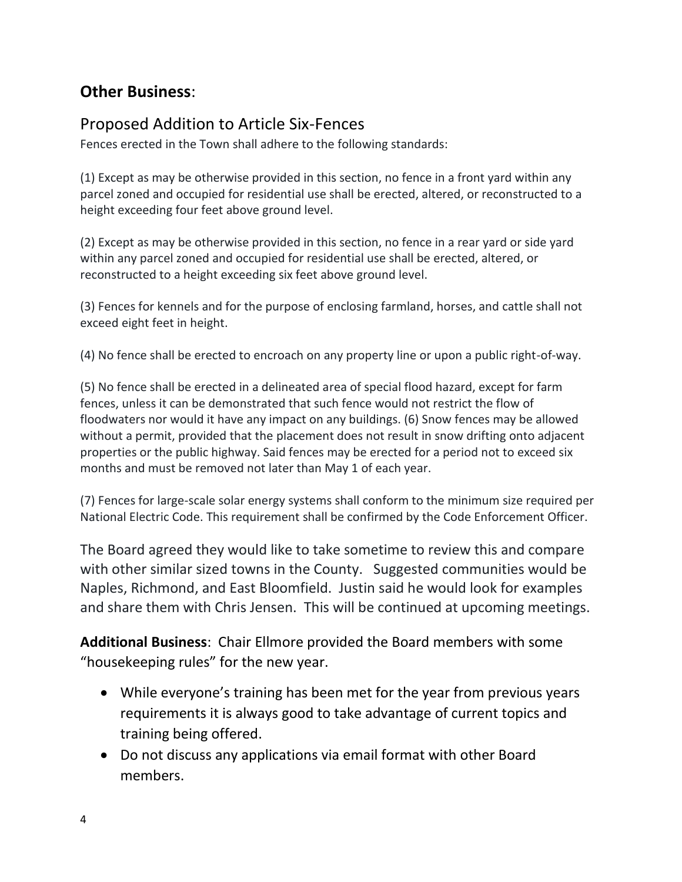## **Other Business**:

### Proposed Addition to Article Six-Fences

Fences erected in the Town shall adhere to the following standards:

(1) Except as may be otherwise provided in this section, no fence in a front yard within any parcel zoned and occupied for residential use shall be erected, altered, or reconstructed to a height exceeding four feet above ground level.

(2) Except as may be otherwise provided in this section, no fence in a rear yard or side yard within any parcel zoned and occupied for residential use shall be erected, altered, or reconstructed to a height exceeding six feet above ground level.

(3) Fences for kennels and for the purpose of enclosing farmland, horses, and cattle shall not exceed eight feet in height.

(4) No fence shall be erected to encroach on any property line or upon a public right-of-way.

(5) No fence shall be erected in a delineated area of special flood hazard, except for farm fences, unless it can be demonstrated that such fence would not restrict the flow of floodwaters nor would it have any impact on any buildings. (6) Snow fences may be allowed without a permit, provided that the placement does not result in snow drifting onto adjacent properties or the public highway. Said fences may be erected for a period not to exceed six months and must be removed not later than May 1 of each year.

(7) Fences for large-scale solar energy systems shall conform to the minimum size required per National Electric Code. This requirement shall be confirmed by the Code Enforcement Officer.

The Board agreed they would like to take sometime to review this and compare with other similar sized towns in the County. Suggested communities would be Naples, Richmond, and East Bloomfield. Justin said he would look for examples and share them with Chris Jensen. This will be continued at upcoming meetings.

**Additional Business**: Chair Ellmore provided the Board members with some "housekeeping rules" for the new year.

- While everyone's training has been met for the year from previous years requirements it is always good to take advantage of current topics and training being offered.
- Do not discuss any applications via email format with other Board members.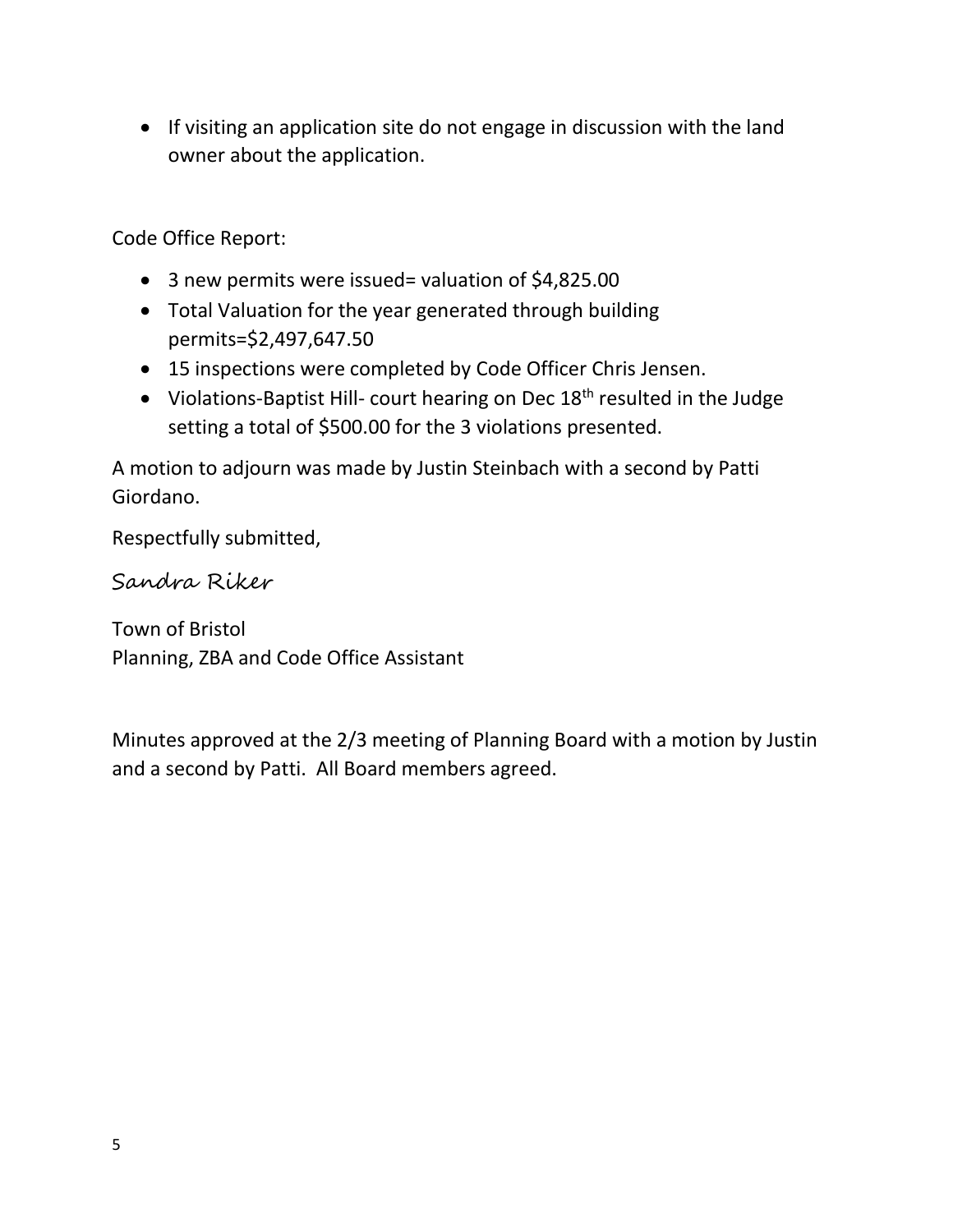- If visiting an application site do not engage in discussion with the land owner about the application.

Code Office Report:

- 3 new permits were issued= valuation of $4,825.00
- Total Valuation for the year generated through building permits=$2,497,647.50
- 15 inspections were completed by Code Officer Chris Jensen.
- Violations-Baptist Hill- court hearing on Dec 18th resulted in the Judge setting a total of $500.00 for the 3 violations presented.

A motion to adjourn was made by Justin Steinbach with a second by Patti Giordano.

Respectfully submitted,

Sandra Riker

Town of Bristol
Planning, ZBA and Code Office Assistant

Minutes approved at the 2/3 meeting of Planning Board with a motion by Justin and a second by Patti. All Board members agreed.